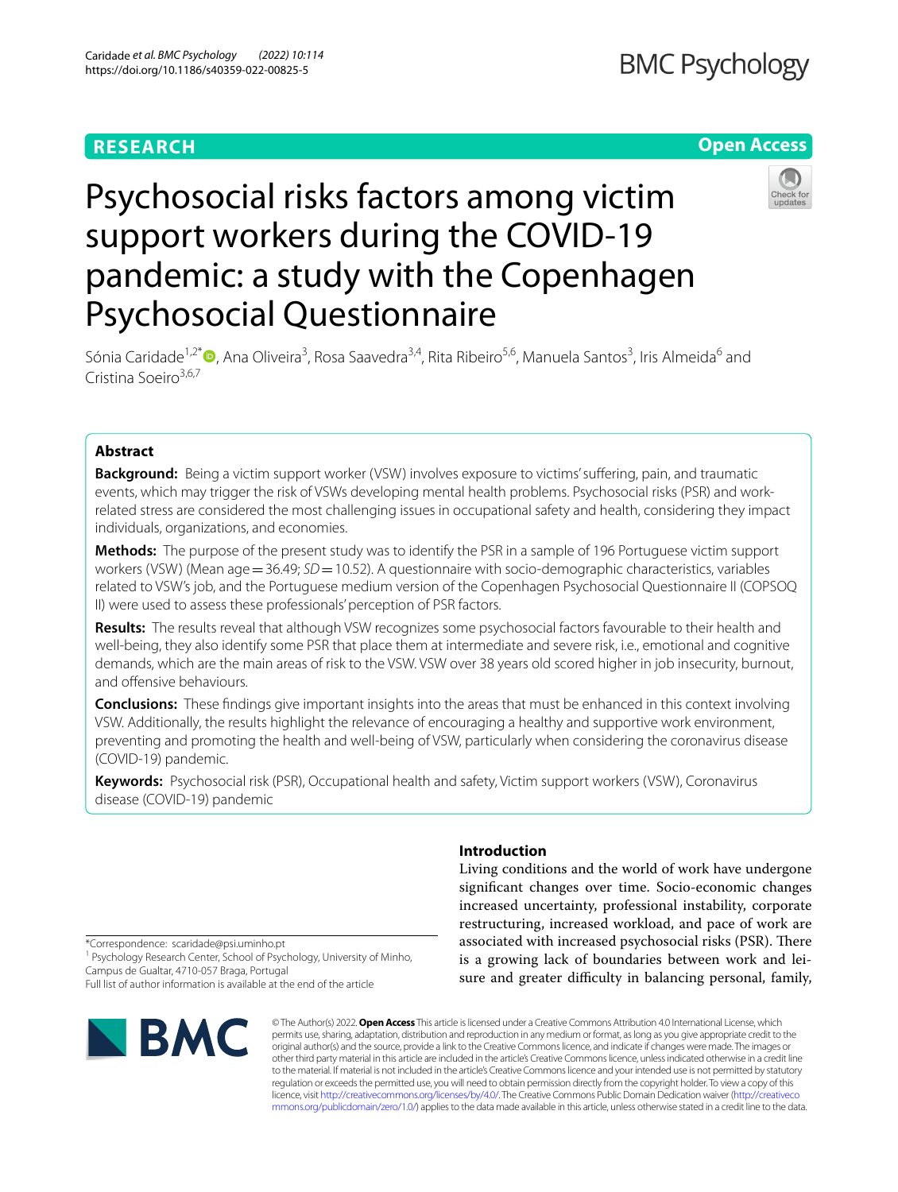RESEARCH

Open Access

# Psychosocial risks factors among victim support workers during the COVID-19 pandemic: a study with the Copenhagen Psychosocial Questionnaire

Sónia Caridade[1,2*], Ana Oliveira[3], Rosa Saavedra[3,4], Rita Ribeiro[5,6], Manuela Santos[3], Iris Almeida[6] and Cristina Soeiro[3,6,7]

## Abstract

**Background:** Being a victim support worker (VSW) involves exposure to victims' suffering, pain, and traumatic events, which may trigger the risk of VSWs developing mental health problems. Psychosocial risks (PSR) and work-related stress are considered the most challenging issues in occupational safety and health, considering they impact individuals, organizations, and economies.

**Methods:** The purpose of the present study was to identify the PSR in a sample of 196 Portuguese victim support workers (VSW) (Mean age = 36.49; *SD* = 10.52). A questionnaire with socio-demographic characteristics, variables related to VSW's job, and the Portuguese medium version of the Copenhagen Psychosocial Questionnaire II (COPSOQ II) were used to assess these professionals' perception of PSR factors.

**Results:** The results reveal that although VSW recognizes some psychosocial factors favourable to their health and well-being, they also identify some PSR that place them at intermediate and severe risk, i.e., emotional and cognitive demands, which are the main areas of risk to the VSW. VSW over 38 years old scored higher in job insecurity, burnout, and offensive behaviours.

**Conclusions:** These findings give important insights into the areas that must be enhanced in this context involving VSW. Additionally, the results highlight the relevance of encouraging a healthy and supportive work environment, preventing and promoting the health and well-being of VSW, particularly when considering the coronavirus disease (COVID-19) pandemic.

**Keywords:** Psychosocial risk (PSR), Occupational health and safety, Victim support workers (VSW), Coronavirus disease (COVID-19) pandemic

## Introduction

Living conditions and the world of work have undergone significant changes over time. Socio-economic changes increased uncertainty, professional instability, corporate restructuring, increased workload, and pace of work are associated with increased psychosocial risks (PSR). There is a growing lack of boundaries between work and leisure and greater difficulty in balancing personal, family,

*Correspondence: scaridade@psi.uminho.pt

[1] Psychology Research Center, School of Psychology, University of Minho, Campus de Gualtar, 4710-057 Braga, Portugal

Full list of author information is available at the end of the article

© The Author(s) 2022. **Open Access** This article is licensed under a Creative Commons Attribution 4.0 International License, which permits use, sharing, adaptation, distribution and reproduction in any medium or format, as long as you give appropriate credit to the original author(s) and the source, provide a link to the Creative Commons licence, and indicate if changes were made. The images or other third party material in this article are included in the article's Creative Commons licence, unless indicated otherwise in a credit line to the material. If material is not included in the article's Creative Commons licence and your intended use is not permitted by statutory regulation or exceeds the permitted use, you will need to obtain permission directly from the copyright holder. To view a copy of this licence, visit http://creativecommons.org/licenses/by/4.0/. The Creative Commons Public Domain Dedication waiver (http://creativecommons.org/publicdomain/zero/1.0/) applies to the data made available in this article, unless otherwise stated in a credit line to the data.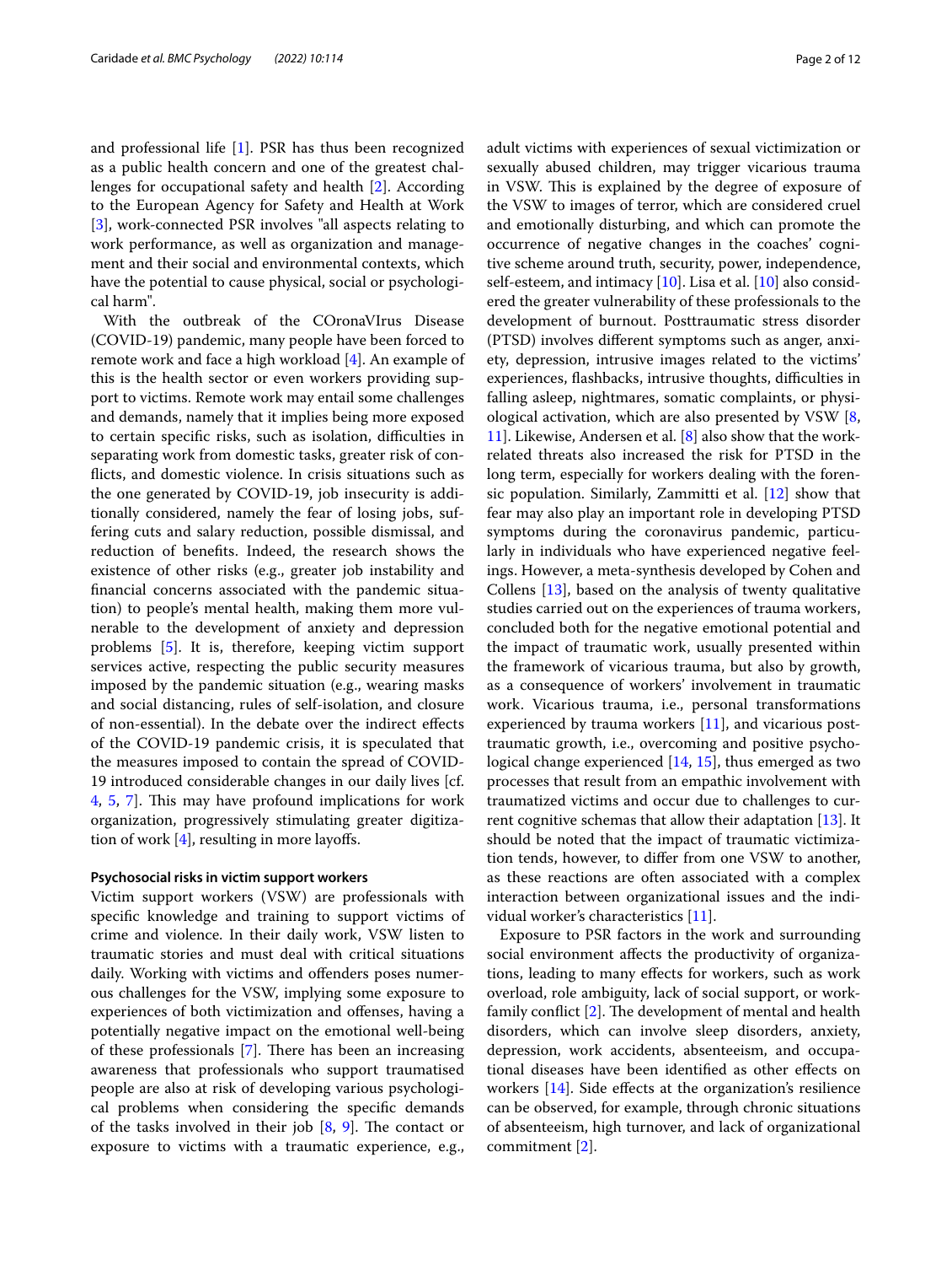and professional life [1]. PSR has thus been recognized as a public health concern and one of the greatest challenges for occupational safety and health [2]. According to the European Agency for Safety and Health at Work [3], work-connected PSR involves "all aspects relating to work performance, as well as organization and management and their social and environmental contexts, which have the potential to cause physical, social or psychological harm".

With the outbreak of the COronaVIrus Disease (COVID-19) pandemic, many people have been forced to remote work and face a high workload [4]. An example of this is the health sector or even workers providing support to victims. Remote work may entail some challenges and demands, namely that it implies being more exposed to certain specific risks, such as isolation, difficulties in separating work from domestic tasks, greater risk of conflicts, and domestic violence. In crisis situations such as the one generated by COVID-19, job insecurity is additionally considered, namely the fear of losing jobs, suffering cuts and salary reduction, possible dismissal, and reduction of benefits. Indeed, the research shows the existence of other risks (e.g., greater job instability and financial concerns associated with the pandemic situation) to people's mental health, making them more vulnerable to the development of anxiety and depression problems [5]. It is, therefore, keeping victim support services active, respecting the public security measures imposed by the pandemic situation (e.g., wearing masks and social distancing, rules of self-isolation, and closure of non-essential). In the debate over the indirect effects of the COVID-19 pandemic crisis, it is speculated that the measures imposed to contain the spread of COVID-19 introduced considerable changes in our daily lives [cf. 4, 5, 7]. This may have profound implications for work organization, progressively stimulating greater digitization of work [4], resulting in more layoffs.

#### Psychosocial risks in victim support workers

Victim support workers (VSW) are professionals with specific knowledge and training to support victims of crime and violence. In their daily work, VSW listen to traumatic stories and must deal with critical situations daily. Working with victims and offenders poses numerous challenges for the VSW, implying some exposure to experiences of both victimization and offenses, having a potentially negative impact on the emotional well-being of these professionals [7]. There has been an increasing awareness that professionals who support traumatised people are also at risk of developing various psychological problems when considering the specific demands of the tasks involved in their job [8, 9]. The contact or exposure to victims with a traumatic experience, e.g., adult victims with experiences of sexual victimization or sexually abused children, may trigger vicarious trauma in VSW. This is explained by the degree of exposure of the VSW to images of terror, which are considered cruel and emotionally disturbing, and which can promote the occurrence of negative changes in the coaches' cognitive scheme around truth, security, power, independence, self-esteem, and intimacy [10]. Lisa et al. [10] also considered the greater vulnerability of these professionals to the development of burnout. Posttraumatic stress disorder (PTSD) involves different symptoms such as anger, anxiety, depression, intrusive images related to the victims' experiences, flashbacks, intrusive thoughts, difficulties in falling asleep, nightmares, somatic complaints, or physiological activation, which are also presented by VSW [8, 11]. Likewise, Andersen et al. [8] also show that the work-related threats also increased the risk for PTSD in the long term, especially for workers dealing with the forensic population. Similarly, Zammitti et al. [12] show that fear may also play an important role in developing PTSD symptoms during the coronavirus pandemic, particularly in individuals who have experienced negative feelings. However, a meta-synthesis developed by Cohen and Collens [13], based on the analysis of twenty qualitative studies carried out on the experiences of trauma workers, concluded both for the negative emotional potential and the impact of traumatic work, usually presented within the framework of vicarious trauma, but also by growth, as a consequence of workers' involvement in traumatic work. Vicarious trauma, i.e., personal transformations experienced by trauma workers [11], and vicarious post-traumatic growth, i.e., overcoming and positive psychological change experienced [14, 15], thus emerged as two processes that result from an empathic involvement with traumatized victims and occur due to challenges to current cognitive schemas that allow their adaptation [13]. It should be noted that the impact of traumatic victimization tends, however, to differ from one VSW to another, as these reactions are often associated with a complex interaction between organizational issues and the individual worker's characteristics [11].

Exposure to PSR factors in the work and surrounding social environment affects the productivity of organizations, leading to many effects for workers, such as work overload, role ambiguity, lack of social support, or work-family conflict [2]. The development of mental and health disorders, which can involve sleep disorders, anxiety, depression, work accidents, absenteeism, and occupational diseases have been identified as other effects on workers [14]. Side effects at the organization's resilience can be observed, for example, through chronic situations of absenteeism, high turnover, and lack of organizational commitment [2].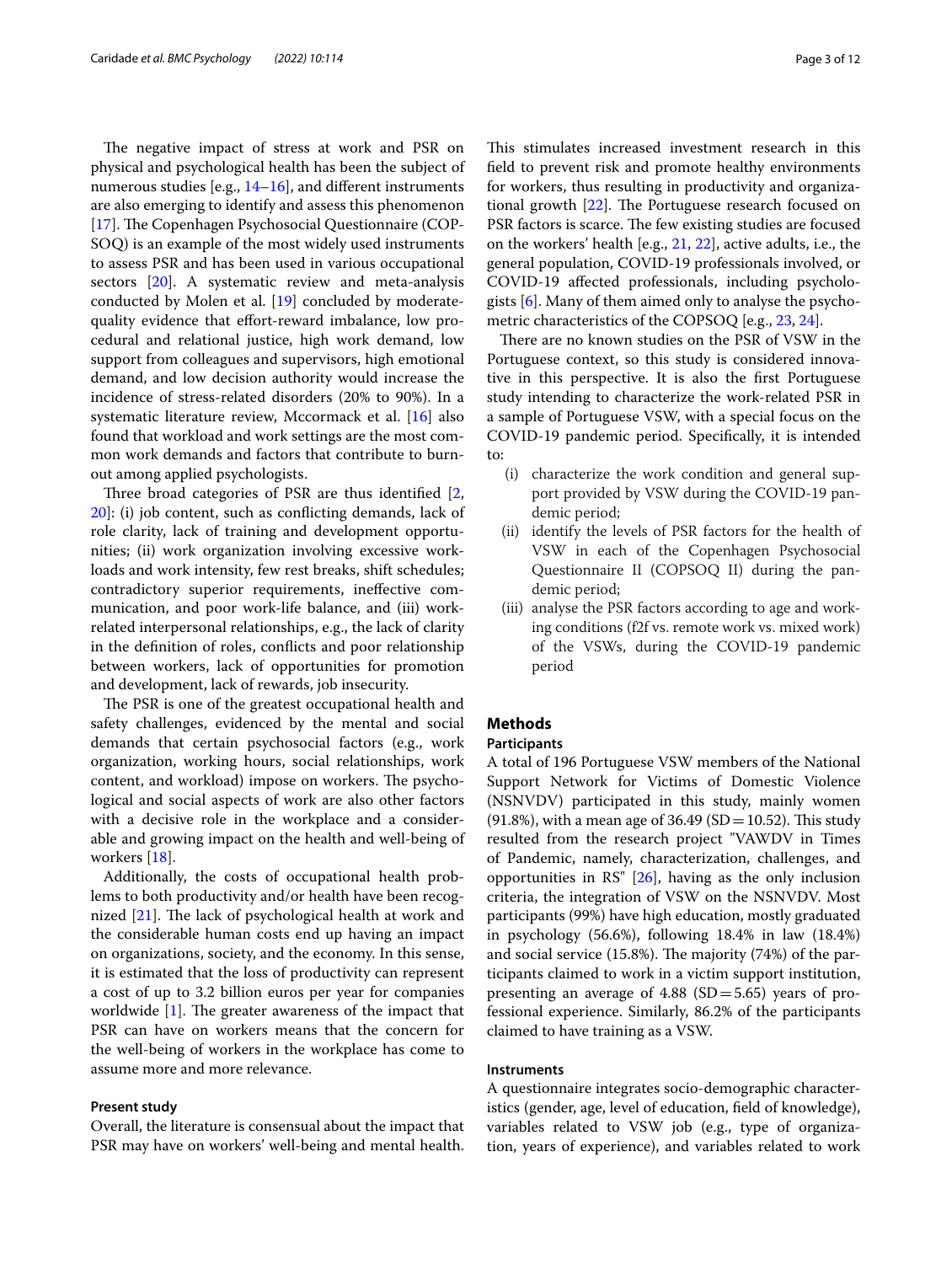The negative impact of stress at work and PSR on physical and psychological health has been the subject of numerous studies [e.g., 14–16], and different instruments are also emerging to identify and assess this phenomenon [17]. The Copenhagen Psychosocial Questionnaire (COPSOQ) is an example of the most widely used instruments to assess PSR and has been used in various occupational sectors [20]. A systematic review and meta-analysis conducted by Molen et al. [19] concluded by moderate-quality evidence that effort-reward imbalance, low procedural and relational justice, high work demand, low support from colleagues and supervisors, high emotional demand, and low decision authority would increase the incidence of stress-related disorders (20% to 90%). In a systematic literature review, Mccormack et al. [16] also found that workload and work settings are the most common work demands and factors that contribute to burnout among applied psychologists.

Three broad categories of PSR are thus identified [2, 20]: (i) job content, such as conflicting demands, lack of role clarity, lack of training and development opportunities; (ii) work organization involving excessive workloads and work intensity, few rest breaks, shift schedules; contradictory superior requirements, ineffective communication, and poor work-life balance, and (iii) work-related interpersonal relationships, e.g., the lack of clarity in the definition of roles, conflicts and poor relationship between workers, lack of opportunities for promotion and development, lack of rewards, job insecurity.

The PSR is one of the greatest occupational health and safety challenges, evidenced by the mental and social demands that certain psychosocial factors (e.g., work organization, working hours, social relationships, work content, and workload) impose on workers. The psychological and social aspects of work are also other factors with a decisive role in the workplace and a considerable and growing impact on the health and well-being of workers [18].

Additionally, the costs of occupational health problems to both productivity and/or health have been recognized [21]. The lack of psychological health at work and the considerable human costs end up having an impact on organizations, society, and the economy. In this sense, it is estimated that the loss of productivity can represent a cost of up to 3.2 billion euros per year for companies worldwide [1]. The greater awareness of the impact that PSR can have on workers means that the concern for the well-being of workers in the workplace has come to assume more and more relevance.

### Present study

Overall, the literature is consensual about the impact that PSR may have on workers' well-being and mental health. This stimulates increased investment research in this field to prevent risk and promote healthy environments for workers, thus resulting in productivity and organizational growth [22]. The Portuguese research focused on PSR factors is scarce. The few existing studies are focused on the workers' health [e.g., 21, 22], active adults, i.e., the general population, COVID-19 professionals involved, or COVID-19 affected professionals, including psychologists [6]. Many of them aimed only to analyse the psychometric characteristics of the COPSOQ [e.g., 23, 24].

There are no known studies on the PSR of VSW in the Portuguese context, so this study is considered innovative in this perspective. It is also the first Portuguese study intending to characterize the work-related PSR in a sample of Portuguese VSW, with a special focus on the COVID-19 pandemic period. Specifically, it is intended to:

(i) characterize the work condition and general support provided by VSW during the COVID-19 pandemic period;
(ii) identify the levels of PSR factors for the health of VSW in each of the Copenhagen Psychosocial Questionnaire II (COPSOQ II) during the pandemic period;
(iii) analyse the PSR factors according to age and working conditions (f2f vs. remote work vs. mixed work) of the VSWs, during the COVID-19 pandemic period

## Methods

### Participants

A total of 196 Portuguese VSW members of the National Support Network for Victims of Domestic Violence (NSNVDV) participated in this study, mainly women (91.8%), with a mean age of 36.49 (SD = 10.52). This study resulted from the research project "VAWDV in Times of Pandemic, namely, characterization, challenges, and opportunities in RS" [26], having as the only inclusion criteria, the integration of VSW on the NSNVDV. Most participants (99%) have high education, mostly graduated in psychology (56.6%), following 18.4% in law (18.4%) and social service (15.8%). The majority (74%) of the participants claimed to work in a victim support institution, presenting an average of 4.88 (SD = 5.65) years of professional experience. Similarly, 86.2% of the participants claimed to have training as a VSW.

### Instruments

A questionnaire integrates socio-demographic characteristics (gender, age, level of education, field of knowledge), variables related to VSW job (e.g., type of organization, years of experience), and variables related to work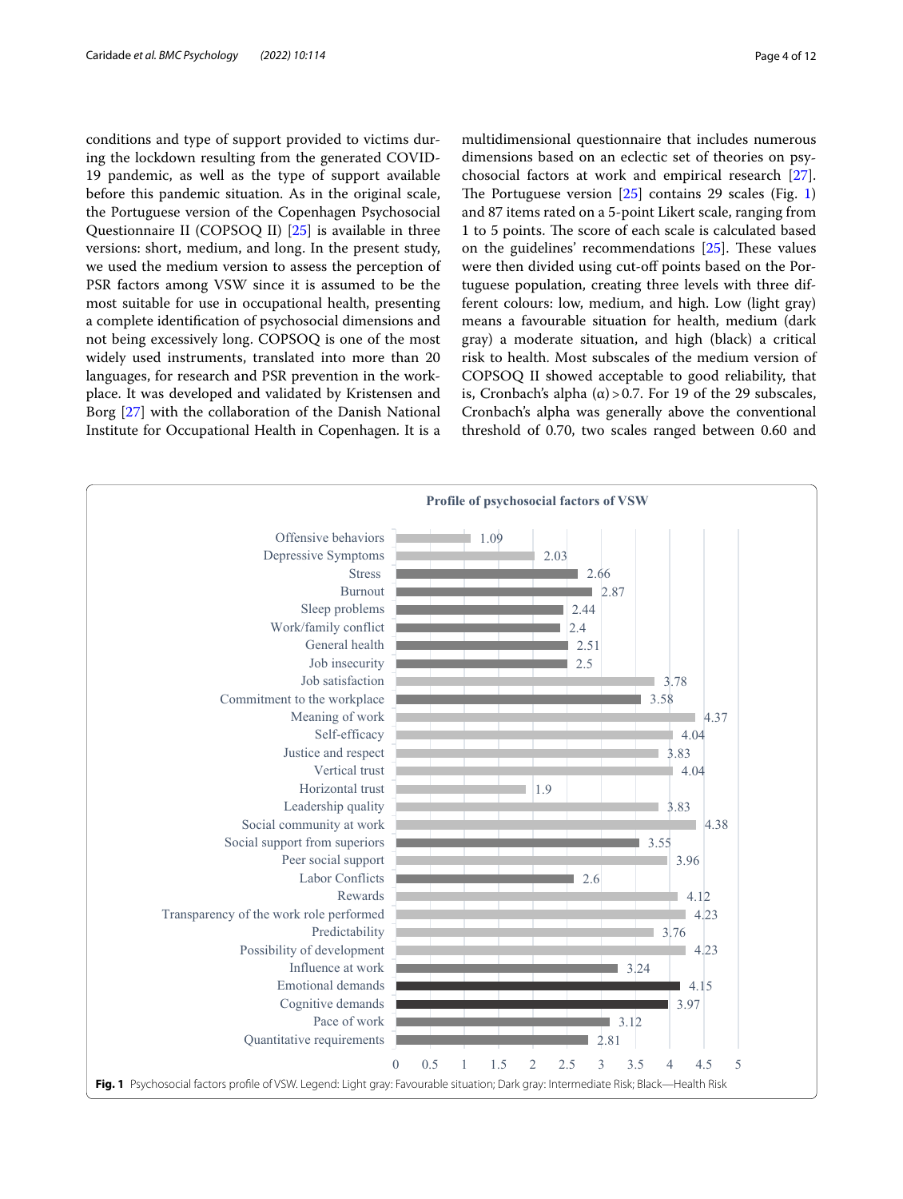conditions and type of support provided to victims during the lockdown resulting from the generated COVID-19 pandemic, as well as the type of support available before this pandemic situation. As in the original scale, the Portuguese version of the Copenhagen Psychosocial Questionnaire II (COPSOQ II) [25] is available in three versions: short, medium, and long. In the present study, we used the medium version to assess the perception of PSR factors among VSW since it is assumed to be the most suitable for use in occupational health, presenting a complete identification of psychosocial dimensions and not being excessively long. COPSOQ is one of the most widely used instruments, translated into more than 20 languages, for research and PSR prevention in the workplace. It was developed and validated by Kristensen and Borg [27] with the collaboration of the Danish National Institute for Occupational Health in Copenhagen. It is a multidimensional questionnaire that includes numerous dimensions based on an eclectic set of theories on psychosocial factors at work and empirical research [27]. The Portuguese version [25] contains 29 scales (Fig. 1) and 87 items rated on a 5-point Likert scale, ranging from 1 to 5 points. The score of each scale is calculated based on the guidelines' recommendations [25]. These values were then divided using cut-off points based on the Portuguese population, creating three levels with three different colours: low, medium, and high. Low (light gray) means a favourable situation for health, medium (dark gray) a moderate situation, and high (black) a critical risk to health. Most subscales of the medium version of COPSOQ II showed acceptable to good reliability, that is, Cronbach's alpha (α) > 0.7. For 19 of the 29 subscales, Cronbach's alpha was generally above the conventional threshold of 0.70, two scales ranged between 0.60 and

**Profile of psychosocial factors of VSW**

| Scale | Score |
|---|---|
| Offensive behaviors | 1.09 |
| Depressive Symptoms | 2.03 |
| Stress | 2.66 |
| Burnout | 2.87 |
| Sleep problems | 2.44 |
| Work/family conflict | 2.4 |
| General health | 2.51 |
| Job insecurity | 2.5 |
| Job satisfaction | 3.78 |
| Commitment to the workplace | 3.58 |
| Meaning of work | 4.37 |
| Self-efficacy | 4.04 |
| Justice and respect | 3.83 |
| Vertical trust | 4.04 |
| Horizontal trust | 1.9 |
| Leadership quality | 3.83 |
| Social community at work | 4.38 |
| Social support from superiors | 3.55 |
| Peer social support | 3.96 |
| Labor Conflicts | 2.6 |
| Rewards | 4.12 |
| Transparency of the work role performed | 4.23 |
| Predictability | 3.76 |
| Possibility of development | 4.23 |
| Influence at work | 3.24 |
| Emotional demands | 4.15 |
| Cognitive demands | 3.97 |
| Pace of work | 3.12 |
| Quantitative requirements | 2.81 |

**Fig. 1** Psychosocial factors profile of VSW. Legend: Light gray: Favourable situation; Dark gray: Intermediate Risk; Black—Health Risk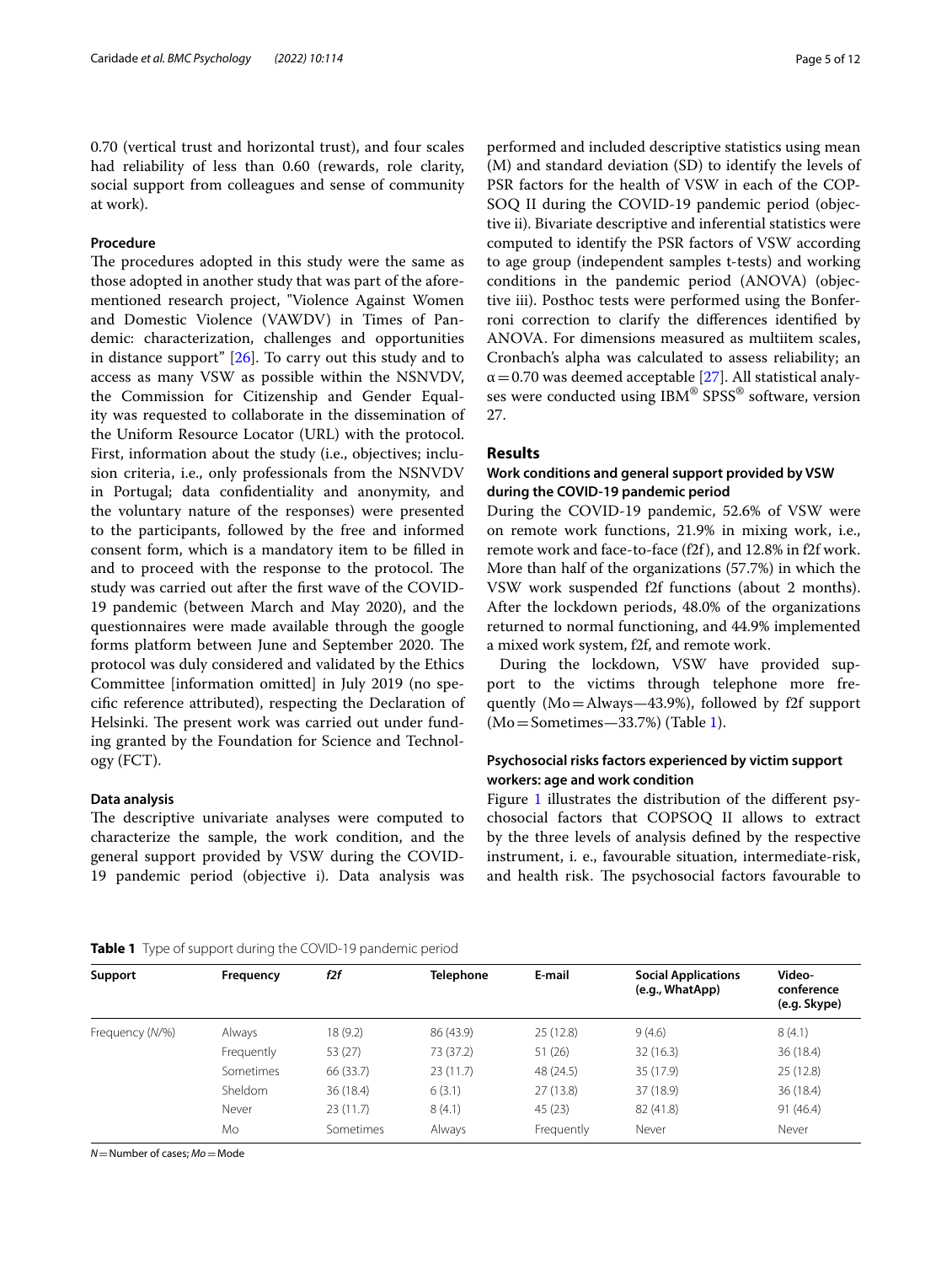0.70 (vertical trust and horizontal trust), and four scales had reliability of less than 0.60 (rewards, role clarity, social support from colleagues and sense of community at work).

### Procedure

The procedures adopted in this study were the same as those adopted in another study that was part of the aforementioned research project, "Violence Against Women and Domestic Violence (VAWDV) in Times of Pandemic: characterization, challenges and opportunities in distance support" [26]. To carry out this study and to access as many VSW as possible within the NSNVDV, the Commission for Citizenship and Gender Equality was requested to collaborate in the dissemination of the Uniform Resource Locator (URL) with the protocol. First, information about the study (i.e., objectives; inclusion criteria, i.e., only professionals from the NSNVDV in Portugal; data confidentiality and anonymity, and the voluntary nature of the responses) were presented to the participants, followed by the free and informed consent form, which is a mandatory item to be filled in and to proceed with the response to the protocol. The study was carried out after the first wave of the COVID-19 pandemic (between March and May 2020), and the questionnaires were made available through the google forms platform between June and September 2020. The protocol was duly considered and validated by the Ethics Committee [information omitted] in July 2019 (no specific reference attributed), respecting the Declaration of Helsinki. The present work was carried out under funding granted by the Foundation for Science and Technology (FCT).

### Data analysis

The descriptive univariate analyses were computed to characterize the sample, the work condition, and the general support provided by VSW during the COVID-19 pandemic period (objective i). Data analysis was performed and included descriptive statistics using mean (M) and standard deviation (SD) to identify the levels of PSR factors for the health of VSW in each of the COPSOQ II during the COVID-19 pandemic period (objective ii). Bivariate descriptive and inferential statistics were computed to identify the PSR factors of VSW according to age group (independent samples t-tests) and working conditions in the pandemic period (ANOVA) (objective iii). Posthoc tests were performed using the Bonferroni correction to clarify the differences identified by ANOVA. For dimensions measured as multiitem scales, Cronbach's alpha was calculated to assess reliability; an $\alpha = 0.70$ was deemed acceptable [27]. All statistical analyses were conducted using IBM® SPSS® software, version 27.

## Results

### Work conditions and general support provided by VSW during the COVID-19 pandemic period

During the COVID-19 pandemic, 52.6% of VSW were on remote work functions, 21.9% in mixing work, i.e., remote work and face-to-face (f2f), and 12.8% in f2f work. More than half of the organizations (57.7%) in which the VSW work suspended f2f functions (about 2 months). After the lockdown periods, 48.0% of the organizations returned to normal functioning, and 44.9% implemented a mixed work system, f2f, and remote work.

During the lockdown, VSW have provided support to the victims through telephone more frequently (Mo = Always—43.9%), followed by f2f support (Mo = Sometimes—33.7%) (Table 1).

### Psychosocial risks factors experienced by victim support workers: age and work condition

Figure 1 illustrates the distribution of the different psychosocial factors that COPSOQ II allows to extract by the three levels of analysis defined by the respective instrument, i. e., favourable situation, intermediate-risk, and health risk. The psychosocial factors favourable to

**Table 1** Type of support during the COVID-19 pandemic period

| Support | Frequency | *f2f* | Telephone | E-mail | Social Applications (e.g., WhatApp) | Video-conference (e.g. Skype) |
|---|---|---|---|---|---|---|
| Frequency (*N*/%) | Always | 18 (9.2) | 86 (43.9) | 25 (12.8) | 9 (4.6) | 8 (4.1) |
| | Frequently | 53 (27) | 73 (37.2) | 51 (26) | 32 (16.3) | 36 (18.4) |
| | Sometimes | 66 (33.7) | 23 (11.7) | 48 (24.5) | 35 (17.9) | 25 (12.8) |
| | Sheldom | 36 (18.4) | 6 (3.1) | 27 (13.8) | 37 (18.9) | 36 (18.4) |
| | Never | 23 (11.7) | 8 (4.1) | 45 (23) | 82 (41.8) | 91 (46.4) |
| | Mo | Sometimes | Always | Frequently | Never | Never |

*N* = Number of cases; *Mo* = Mode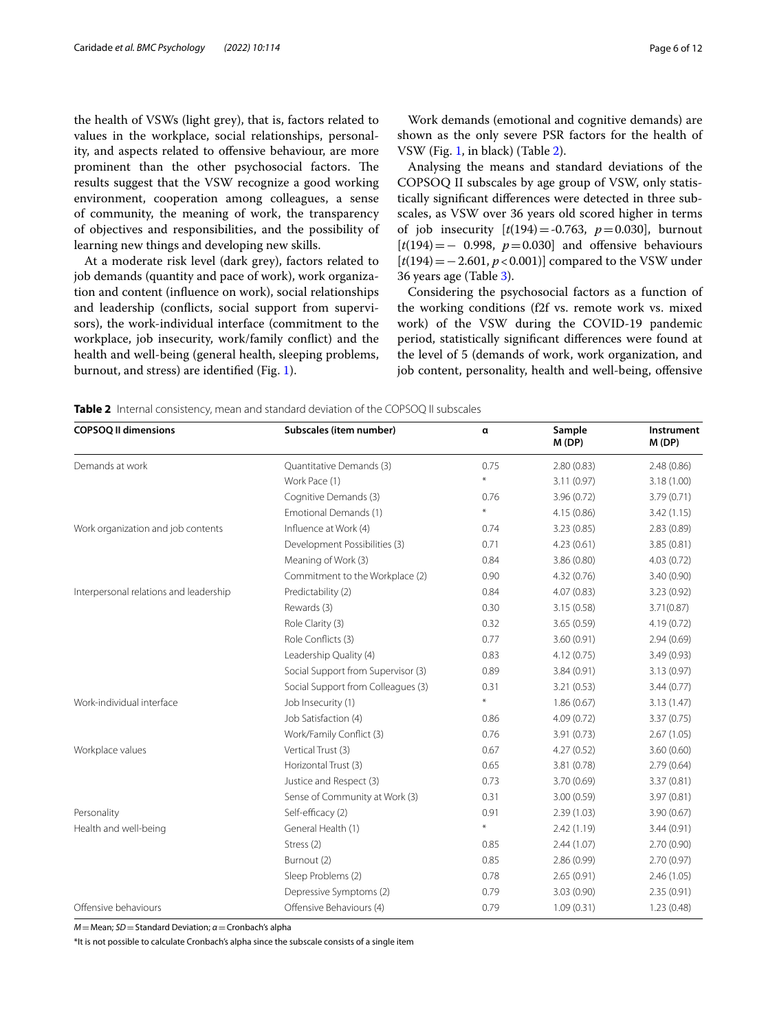the health of VSWs (light grey), that is, factors related to values in the workplace, social relationships, personality, and aspects related to offensive behaviour, are more prominent than the other psychosocial factors. The results suggest that the VSW recognize a good working environment, cooperation among colleagues, a sense of community, the meaning of work, the transparency of objectives and responsibilities, and the possibility of learning new things and developing new skills.

At a moderate risk level (dark grey), factors related to job demands (quantity and pace of work), work organization and content (influence on work), social relationships and leadership (conflicts, social support from supervisors), the work-individual interface (commitment to the workplace, job insecurity, work/family conflict) and the health and well-being (general health, sleeping problems, burnout, and stress) are identified (Fig. 1).

Work demands (emotional and cognitive demands) are shown as the only severe PSR factors for the health of VSW (Fig. 1, in black) (Table 2).

Analysing the means and standard deviations of the COPSOQ II subscales by age group of VSW, only statistically significant differences were detected in three subscales, as VSW over 36 years old scored higher in terms of job insecurity [$t(194) = -0.763$, $p = 0.030$], burnout [$t(194) = -0.998$, $p = 0.030$] and offensive behaviours [$t(194) = -2.601$, $p < 0.001$)] compared to the VSW under 36 years age (Table 3).

Considering the psychosocial factors as a function of the working conditions (f2f vs. remote work vs. mixed work) of the VSW during the COVID-19 pandemic period, statistically significant differences were found at the level of 5 (demands of work, work organization, and job content, personality, health and well-being, offensive

**Table 2** Internal consistency, mean and standard deviation of the COPSOQ II subscales

| COPSOQ II dimensions | Subscales (item number) | α | Sample M (DP) | Instrument M (DP) |
|---|---|---|---|---|
| Demands at work | Quantitative Demands (3) | 0.75 | 2.80 (0.83) | 2.48 (0.86) |
| | Work Pace (1) | * | 3.11 (0.97) | 3.18 (1.00) |
| | Cognitive Demands (3) | 0.76 | 3.96 (0.72) | 3.79 (0.71) |
| | Emotional Demands (1) | * | 4.15 (0.86) | 3.42 (1.15) |
| Work organization and job contents | Influence at Work (4) | 0.74 | 3.23 (0.85) | 2.83 (0.89) |
| | Development Possibilities (3) | 0.71 | 4.23 (0.61) | 3.85 (0.81) |
| | Meaning of Work (3) | 0.84 | 3.86 (0.80) | 4.03 (0.72) |
| | Commitment to the Workplace (2) | 0.90 | 4.32 (0.76) | 3.40 (0.90) |
| Interpersonal relations and leadership | Predictability (2) | 0.84 | 4.07 (0.83) | 3.23 (0.92) |
| | Rewards (3) | 0.30 | 3.15 (0.58) | 3.71(0.87) |
| | Role Clarity (3) | 0.32 | 3.65 (0.59) | 4.19 (0.72) |
| | Role Conflicts (3) | 0.77 | 3.60 (0.91) | 2.94 (0.69) |
| | Leadership Quality (4) | 0.83 | 4.12 (0.75) | 3.49 (0.93) |
| | Social Support from Supervisor (3) | 0.89 | 3.84 (0.91) | 3.13 (0.97) |
| | Social Support from Colleagues (3) | 0.31 | 3.21 (0.53) | 3.44 (0.77) |
| Work-individual interface | Job Insecurity (1) | * | 1.86 (0.67) | 3.13 (1.47) |
| | Job Satisfaction (4) | 0.86 | 4.09 (0.72) | 3.37 (0.75) |
| | Work/Family Conflict (3) | 0.76 | 3.91 (0.73) | 2.67 (1.05) |
| Workplace values | Vertical Trust (3) | 0.67 | 4.27 (0.52) | 3.60 (0.60) |
| | Horizontal Trust (3) | 0.65 | 3.81 (0.78) | 2.79 (0.64) |
| | Justice and Respect (3) | 0.73 | 3.70 (0.69) | 3.37 (0.81) |
| | Sense of Community at Work (3) | 0.31 | 3.00 (0.59) | 3.97 (0.81) |
| Personality | Self-efficacy (2) | 0.91 | 2.39 (1.03) | 3.90 (0.67) |
| Health and well-being | General Health (1) | * | 2.42 (1.19) | 3.44 (0.91) |
| | Stress (2) | 0.85 | 2.44 (1.07) | 2.70 (0.90) |
| | Burnout (2) | 0.85 | 2.86 (0.99) | 2.70 (0.97) |
| | Sleep Problems (2) | 0.78 | 2.65 (0.91) | 2.46 (1.05) |
| | Depressive Symptoms (2) | 0.79 | 3.03 (0.90) | 2.35 (0.91) |
| Offensive behaviours | Offensive Behaviours (4) | 0.79 | 1.09 (0.31) | 1.23 (0.48) |

*M* = Mean; *SD* = Standard Deviation; *α* = Cronbach's alpha

*It is not possible to calculate Cronbach's alpha since the subscale consists of a single item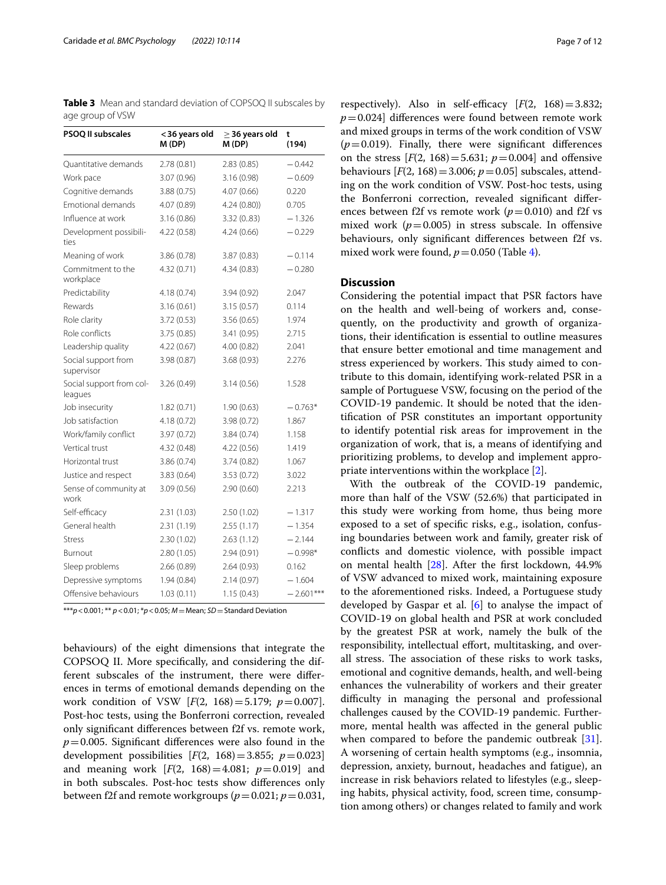**Table 3** Mean and standard deviation of COPSOQ II subscales by age group of VSW

| PSOQ II subscales | <36 years old M (DP) | ≥ 36 years old M (DP) | t (194) |
|---|---|---|---|
| Quantitative demands | 2.78 (0.81) | 2.83 (0.85) | −0.442 |
| Work pace | 3.07 (0.96) | 3.16 (0.98) | −0.609 |
| Cognitive demands | 3.88 (0.75) | 4.07 (0.66) | 0.220 |
| Emotional demands | 4.07 (0.89) | 4.24 (0.80)) | 0.705 |
| Influence at work | 3.16 (0.86) | 3.32 (0..83) | −1.326 |
| Development possibilities | 4.22 (0.58) | 4.24 (0.66) | −0.229 |
| Meaning of work | 3.86 (0.78) | 3.87 (0.83) | −0.114 |
| Commitment to the workplace | 4.32 (0.71) | 4.34 (0.83) | −0.280 |
| Predictability | 4.18 (0.74) | 3.94 (0.92) | 2.047 |
| Rewards | 3.16 (0.61) | 3.15 (0.57) | 0.114 |
| Role clarity | 3.72 (0.53) | 3.56 (0.65) | 1.974 |
| Role conflicts | 3.75 (0.85) | 3.41 (0.95) | 2.715 |
| Leadership quality | 4.22 (0.67) | 4.00 (0.82) | 2.041 |
| Social support from supervisor | 3.98 (0.87) | 3.68 (0.93) | 2.276 |
| Social support from colleagues | 3.26 (0.49) | 3.14 (0.56) | 1.528 |
| Job insecurity | 1.82 (0.71) | 1.90 (0.63) | −0.763* |
| Job satisfaction | 4.18 (0.72) | 3.98 (0.72) | 1.867 |
| Work/family conflict | 3.97 (0.72) | 3.84 (0.74) | 1.158 |
| Vertical trust | 4.32 (0.48) | 4.22 (0.56) | 1.419 |
| Horizontal trust | 3.86 (0.74) | 3.74 (0.82) | 1.067 |
| Justice and respect | 3.83 (0.64) | 3.53 (0.72) | 3.022 |
| Sense of community at work | 3.09 (0.56) | 2.90 (0.60) | 2.213 |
| Self-efficacy | 2.31 (1.03) | 2.50 (1.02) | −1.317 |
| General health | 2.31 (1.19) | 2.55 (1.17) | −1.354 |
| Stress | 2.30 (1.02) | 2.63 (1.12) | −2.144 |
| Burnout | 2.80 (1.05) | 2.94 (0.91) | −0.998* |
| Sleep problems | 2.66 (0.89) | 2.64 (0.93) | 0.162 |
| Depressive symptoms | 1.94 (0.84) | 2.14 (0.97) | −1.604 |
| Offensive behaviours | 1.03 (0.11) | 1.15 (0.43) | −2.601*** |

***$p<0.001$; ** $p<0.01$; *$p<0.05$; *M* = Mean; *SD* = Standard Deviation

behaviours) of the eight dimensions that integrate the COPSOQ II. More specifically, and considering the different subscales of the instrument, there were differences in terms of emotional demands depending on the work condition of VSW [$F(2, 168)=5.179$; $p=0.007$]. Post-hoc tests, using the Bonferroni correction, revealed only significant differences between f2f vs. remote work, $p=0.005$. Significant differences were also found in the development possibilities [$F(2, 168)=3.855$; $p=0.023$] and meaning work [$F(2, 168)=4.081$; $p=0.019$] and in both subscales. Post-hoc tests show differences only between f2f and remote workgroups ($p=0.021$; $p=0.031$, respectively). Also in self-efficacy [$F(2, 168)=3.832$; $p=0.024$] differences were found between remote work and mixed groups in terms of the work condition of VSW ($p=0.019$). Finally, there were significant differences on the stress [$F(2, 168)=5.631$; $p=0.004$] and offensive behaviours [$F(2, 168)=3.006$; $p=0.05$] subscales, attending on the work condition of VSW. Post-hoc tests, using the Bonferroni correction, revealed significant differences between f2f vs remote work ($p=0.010$) and f2f vs mixed work ($p=0.005$) in stress subscale. In offensive behaviours, only significant differences between f2f vs. mixed work were found, $p=0.050$ (Table 4).

## Discussion

Considering the potential impact that PSR factors have on the health and well-being of workers and, consequently, on the productivity and growth of organizations, their identification is essential to outline measures that ensure better emotional and time management and stress experienced by workers. This study aimed to contribute to this domain, identifying work-related PSR in a sample of Portuguese VSW, focusing on the period of the COVID-19 pandemic. It should be noted that the identification of PSR constitutes an important opportunity to identify potential risk areas for improvement in the organization of work, that is, a means of identifying and prioritizing problems, to develop and implement appropriate interventions within the workplace [2].

With the outbreak of the COVID-19 pandemic, more than half of the VSW (52.6%) that participated in this study were working from home, thus being more exposed to a set of specific risks, e.g., isolation, confusing boundaries between work and family, greater risk of conflicts and domestic violence, with possible impact on mental health [28]. After the first lockdown, 44.9% of VSW advanced to mixed work, maintaining exposure to the aforementioned risks. Indeed, a Portuguese study developed by Gaspar et al. [6] to analyse the impact of COVID-19 on global health and PSR at work concluded by the greatest PSR at work, namely the bulk of the responsibility, intellectual effort, multitasking, and overall stress. The association of these risks to work tasks, emotional and cognitive demands, health, and well-being enhances the vulnerability of workers and their greater difficulty in managing the personal and professional challenges caused by the COVID-19 pandemic. Furthermore, mental health was affected in the general public when compared to before the pandemic outbreak [31]. A worsening of certain health symptoms (e.g., insomnia, depression, anxiety, burnout, headaches and fatigue), an increase in risk behaviors related to lifestyles (e.g., sleeping habits, physical activity, food, screen time, consumption among others) or changes related to family and work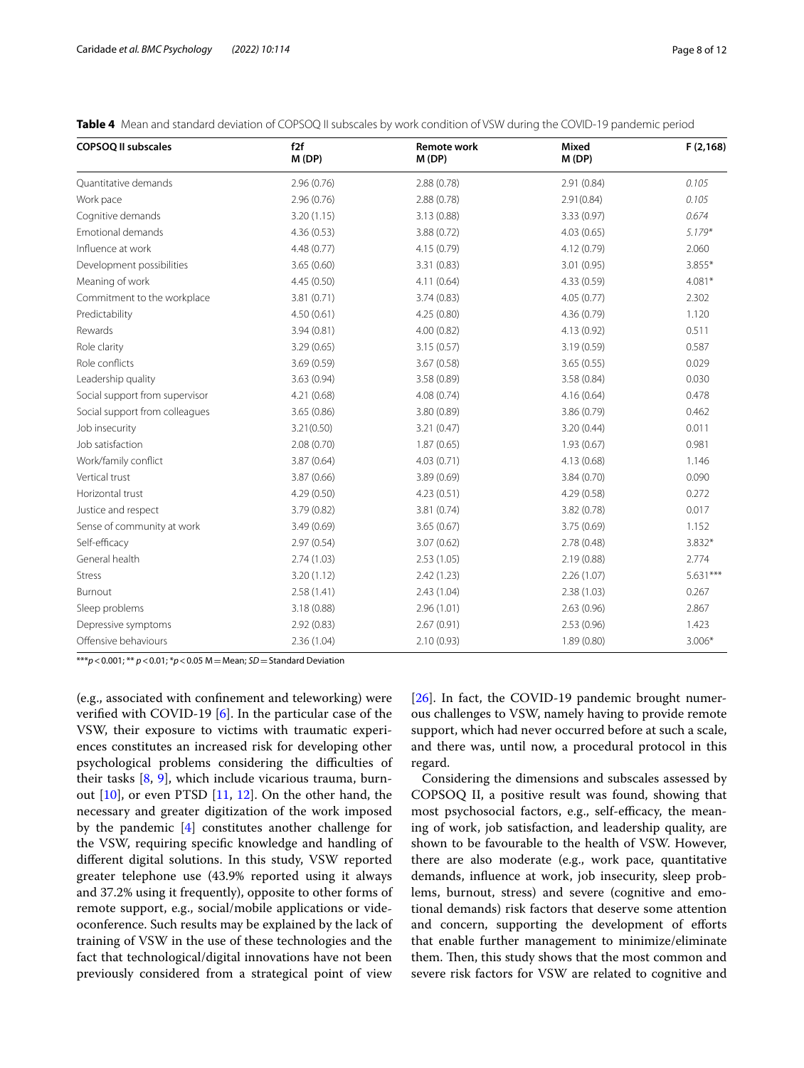**Table 4** Mean and standard deviation of COPSOQ II subscales by work condition of VSW during the COVID-19 pandemic period

| COPSOQ II subscales | f2f M (DP) | Remote work M (DP) | Mixed M (DP) | F (2,168) |
|---|---|---|---|---|
| Quantitative demands | 2.96 (0.76) | 2.88 (0.78) | 2.91 (0.84) | *0.105* |
| Work pace | 2.96 (0.76) | 2.88 (0.78) | 2.91(0.84) | *0.105* |
| Cognitive demands | 3.20 (1.15) | 3.13 (0.88) | 3.33 (0.97) | *0.674* |
| Emotional demands | 4.36 (0.53) | 3.88 (0.72) | 4.03 (0.65) | *5.179** |
| Influence at work | 4.48 (0.77) | 4.15 (0.79) | 4.12 (0.79) | 2.060 |
| Development possibilities | 3.65 (0.60) | 3.31 (0.83) | 3.01 (0.95) | 3.855* |
| Meaning of work | 4.45 (0.50) | 4.11 (0.64) | 4.33 (0.59) | 4.081* |
| Commitment to the workplace | 3.81 (0.71) | 3.74 (0.83) | 4.05 (0.77) | 2.302 |
| Predictability | 4.50 (0.61) | 4.25 (0.80) | 4.36 (0.79) | 1.120 |
| Rewards | 3.94 (0.81) | 4.00 (0.82) | 4.13 (0.92) | 0.511 |
| Role clarity | 3.29 (0.65) | 3.15 (0.57) | 3.19 (0.59) | 0.587 |
| Role conflicts | 3.69 (0.59) | 3.67 (0.58) | 3.65 (0.55) | 0.029 |
| Leadership quality | 3.63 (0.94) | 3.58 (0.89) | 3.58 (0.84) | 0.030 |
| Social support from supervisor | 4.21 (0.68) | 4.08 (0.74) | 4.16 (0.64) | 0.478 |
| Social support from colleagues | 3.65 (0.86) | 3.80 (0.89) | 3.86 (0.79) | 0.462 |
| Job insecurity | 3.21(0.50) | 3.21 (0.47) | 3.20 (0.44) | 0.011 |
| Job satisfaction | 2.08 (0.70) | 1.87 (0.65) | 1.93 (0.67) | 0.981 |
| Work/family conflict | 3.87 (0.64) | 4.03 (0.71) | 4.13 (0.68) | 1.146 |
| Vertical trust | 3.87 (0.66) | 3.89 (0.69) | 3.84 (0.70) | 0.090 |
| Horizontal trust | 4.29 (0.50) | 4.23 (0.51) | 4.29 (0.58) | 0.272 |
| Justice and respect | 3.79 (0.82) | 3.81 (0.74) | 3.82 (0.78) | 0.017 |
| Sense of community at work | 3.49 (0.69) | 3.65 (0.67) | 3.75 (0.69) | 1.152 |
| Self-efficacy | 2.97 (0.54) | 3.07 (0.62) | 2.78 (0.48) | 3.832* |
| General health | 2.74 (1.03) | 2.53 (1.05) | 2.19 (0.88) | 2.774 |
| Stress | 3.20 (1.12) | 2.42 (1.23) | 2.26 (1.07) | 5.631*** |
| Burnout | 2.58 (1.41) | 2.43 (1.04) | 2.38 (1.03) | 0.267 |
| Sleep problems | 3.18 (0.88) | 2.96 (1.01) | 2.63 (0.96) | 2.867 |
| Depressive symptoms | 2.92 (0.83) | 2.67 (0.91) | 2.53 (0.96) | 1.423 |
| Offensive behaviours | 2.36 (1.04) | 2.10 (0.93) | 1.89 (0.80) | 3.006* |

***$p < 0.001$; ** $p < 0.01$; *$p < 0.05$ M = Mean; *SD* = Standard Deviation

(e.g., associated with confinement and teleworking) were verified with COVID-19 [6]. In the particular case of the VSW, their exposure to victims with traumatic experiences constitutes an increased risk for developing other psychological problems considering the difficulties of their tasks [8, 9], which include vicarious trauma, burnout [10], or even PTSD [11, 12]. On the other hand, the necessary and greater digitization of the work imposed by the pandemic [4] constitutes another challenge for the VSW, requiring specific knowledge and handling of different digital solutions. In this study, VSW reported greater telephone use (43.9% reported using it always and 37.2% using it frequently), opposite to other forms of remote support, e.g., social/mobile applications or videoconference. Such results may be explained by the lack of training of VSW in the use of these technologies and the fact that technological/digital innovations have not been previously considered from a strategical point of view [26]. In fact, the COVID-19 pandemic brought numerous challenges to VSW, namely having to provide remote support, which had never occurred before at such a scale, and there was, until now, a procedural protocol in this regard.

Considering the dimensions and subscales assessed by COPSOQ II, a positive result was found, showing that most psychosocial factors, e.g., self-efficacy, the meaning of work, job satisfaction, and leadership quality, are shown to be favourable to the health of VSW. However, there are also moderate (e.g., work pace, quantitative demands, influence at work, job insecurity, sleep problems, burnout, stress) and severe (cognitive and emotional demands) risk factors that deserve some attention and concern, supporting the development of efforts that enable further management to minimize/eliminate them. Then, this study shows that the most common and severe risk factors for VSW are related to cognitive and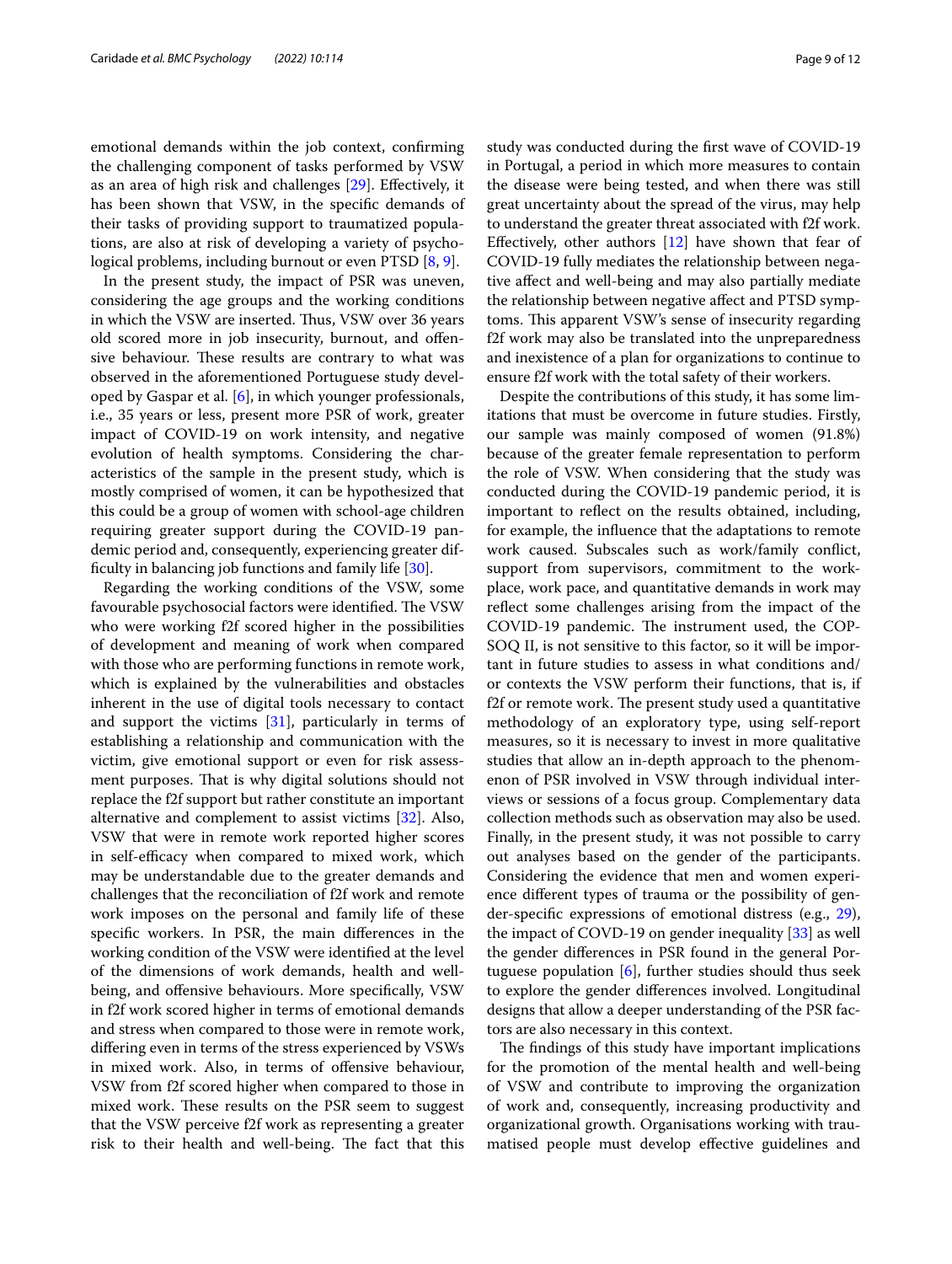emotional demands within the job context, confirming the challenging component of tasks performed by VSW as an area of high risk and challenges [29]. Effectively, it has been shown that VSW, in the specific demands of their tasks of providing support to traumatized populations, are also at risk of developing a variety of psychological problems, including burnout or even PTSD [8, 9].

In the present study, the impact of PSR was uneven, considering the age groups and the working conditions in which the VSW are inserted. Thus, VSW over 36 years old scored more in job insecurity, burnout, and offensive behaviour. These results are contrary to what was observed in the aforementioned Portuguese study developed by Gaspar et al. [6], in which younger professionals, i.e., 35 years or less, present more PSR of work, greater impact of COVID-19 on work intensity, and negative evolution of health symptoms. Considering the characteristics of the sample in the present study, which is mostly comprised of women, it can be hypothesized that this could be a group of women with school-age children requiring greater support during the COVID-19 pandemic period and, consequently, experiencing greater difficulty in balancing job functions and family life [30].

Regarding the working conditions of the VSW, some favourable psychosocial factors were identified. The VSW who were working f2f scored higher in the possibilities of development and meaning of work when compared with those who are performing functions in remote work, which is explained by the vulnerabilities and obstacles inherent in the use of digital tools necessary to contact and support the victims [31], particularly in terms of establishing a relationship and communication with the victim, give emotional support or even for risk assessment purposes. That is why digital solutions should not replace the f2f support but rather constitute an important alternative and complement to assist victims [32]. Also, VSW that were in remote work reported higher scores in self-efficacy when compared to mixed work, which may be understandable due to the greater demands and challenges that the reconciliation of f2f work and remote work imposes on the personal and family life of these specific workers. In PSR, the main differences in the working condition of the VSW were identified at the level of the dimensions of work demands, health and well-being, and offensive behaviours. More specifically, VSW in f2f work scored higher in terms of emotional demands and stress when compared to those were in remote work, differing even in terms of the stress experienced by VSWs in mixed work. Also, in terms of offensive behaviour, VSW from f2f scored higher when compared to those in mixed work. These results on the PSR seem to suggest that the VSW perceive f2f work as representing a greater risk to their health and well-being. The fact that this study was conducted during the first wave of COVID-19 in Portugal, a period in which more measures to contain the disease were being tested, and when there was still great uncertainty about the spread of the virus, may help to understand the greater threat associated with f2f work. Effectively, other authors [12] have shown that fear of COVID-19 fully mediates the relationship between negative affect and well-being and may also partially mediate the relationship between negative affect and PTSD symptoms. This apparent VSW's sense of insecurity regarding f2f work may also be translated into the unpreparedness and inexistence of a plan for organizations to continue to ensure f2f work with the total safety of their workers.

Despite the contributions of this study, it has some limitations that must be overcome in future studies. Firstly, our sample was mainly composed of women (91.8%) because of the greater female representation to perform the role of VSW. When considering that the study was conducted during the COVID-19 pandemic period, it is important to reflect on the results obtained, including, for example, the influence that the adaptations to remote work caused. Subscales such as work/family conflict, support from supervisors, commitment to the workplace, work pace, and quantitative demands in work may reflect some challenges arising from the impact of the COVID-19 pandemic. The instrument used, the COPSOQ II, is not sensitive to this factor, so it will be important in future studies to assess in what conditions and/or contexts the VSW perform their functions, that is, if f2f or remote work. The present study used a quantitative methodology of an exploratory type, using self-report measures, so it is necessary to invest in more qualitative studies that allow an in-depth approach to the phenomenon of PSR involved in VSW through individual interviews or sessions of a focus group. Complementary data collection methods such as observation may also be used. Finally, in the present study, it was not possible to carry out analyses based on the gender of the participants. Considering the evidence that men and women experience different types of trauma or the possibility of gender-specific expressions of emotional distress (e.g., 29), the impact of COVD-19 on gender inequality [33] as well the gender differences in PSR found in the general Portuguese population [6], further studies should thus seek to explore the gender differences involved. Longitudinal designs that allow a deeper understanding of the PSR factors are also necessary in this context.

The findings of this study have important implications for the promotion of the mental health and well-being of VSW and contribute to improving the organization of work and, consequently, increasing productivity and organizational growth. Organisations working with traumatised people must develop effective guidelines and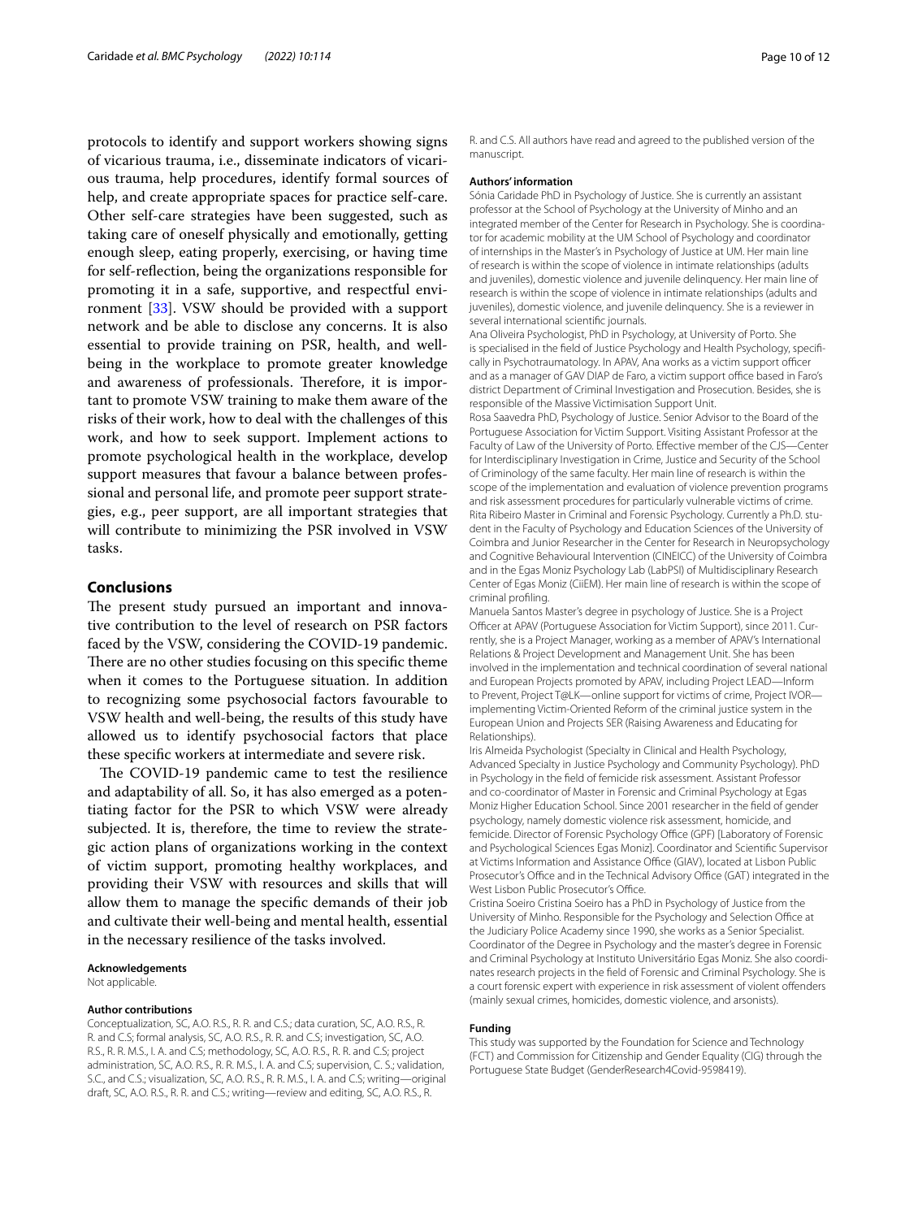protocols to identify and support workers showing signs of vicarious trauma, i.e., disseminate indicators of vicarious trauma, help procedures, identify formal sources of help, and create appropriate spaces for practice self-care. Other self-care strategies have been suggested, such as taking care of oneself physically and emotionally, getting enough sleep, eating properly, exercising, or having time for self-reflection, being the organizations responsible for promoting it in a safe, supportive, and respectful environment [33]. VSW should be provided with a support network and be able to disclose any concerns. It is also essential to provide training on PSR, health, and well-being in the workplace to promote greater knowledge and awareness of professionals. Therefore, it is important to promote VSW training to make them aware of the risks of their work, how to deal with the challenges of this work, and how to seek support. Implement actions to promote psychological health in the workplace, develop support measures that favour a balance between professional and personal life, and promote peer support strategies, e.g., peer support, are all important strategies that will contribute to minimizing the PSR involved in VSW tasks.

## Conclusions

The present study pursued an important and innovative contribution to the level of research on PSR factors faced by the VSW, considering the COVID-19 pandemic. There are no other studies focusing on this specific theme when it comes to the Portuguese situation. In addition to recognizing some psychosocial factors favourable to VSW health and well-being, the results of this study have allowed us to identify psychosocial factors that place these specific workers at intermediate and severe risk.

The COVID-19 pandemic came to test the resilience and adaptability of all. So, it has also emerged as a potentiating factor for the PSR to which VSW were already subjected. It is, therefore, the time to review the strategic action plans of organizations working in the context of victim support, promoting healthy workplaces, and providing their VSW with resources and skills that will allow them to manage the specific demands of their job and cultivate their well-being and mental health, essential in the necessary resilience of the tasks involved.

#### Acknowledgements

Not applicable.

#### Author contributions

Conceptualization, SC, A.O. R.S., R. R. and C.S.; data curation, SC, A.O. R.S., R. R. and C.S; formal analysis, SC, A.O. R.S., R. R. and C.S; investigation, SC, A.O. R.S., R. R. M.S., I. A. and C.S; methodology, SC, A.O. R.S., R. R. and C.S; project administration, SC, A.O. R.S., R. R. M.S., I. A. and C.S; supervision, C. S.; validation, S.C., and C.S.; visualization, SC, A.O. R.S., R. R. M.S., I. A. and C.S; writing—original draft, SC, A.O. R.S., R. R. and C.S.; writing—review and editing, SC, A.O. R.S., R. R. and C.S. All authors have read and agreed to the published version of the manuscript.

#### Authors' information

Sónia Caridade PhD in Psychology of Justice. She is currently an assistant professor at the School of Psychology at the University of Minho and an integrated member of the Center for Research in Psychology. She is coordinator for academic mobility at the UM School of Psychology and coordinator of internships in the Master's in Psychology of Justice at UM. Her main line of research is within the scope of violence in intimate relationships (adults and juveniles), domestic violence and juvenile delinquency. Her main line of research is within the scope of violence in intimate relationships (adults and juveniles), domestic violence, and juvenile delinquency. She is a reviewer in several international scientific journals.

Ana Oliveira Psychologist, PhD in Psychology, at University of Porto. She is specialised in the field of Justice Psychology and Health Psychology, specifically in Psychotraumatology. In APAV, Ana works as a victim support officer and as a manager of GAV DIAP de Faro, a victim support office based in Faro's district Department of Criminal Investigation and Prosecution. Besides, she is responsible of the Massive Victimisation Support Unit.

Rosa Saavedra PhD, Psychology of Justice. Senior Advisor to the Board of the Portuguese Association for Victim Support. Visiting Assistant Professor at the Faculty of Law of the University of Porto. Effective member of the CJS—Center for Interdisciplinary Investigation in Crime, Justice and Security of the School of Criminology of the same faculty. Her main line of research is within the scope of the implementation and evaluation of violence prevention programs and risk assessment procedures for particularly vulnerable victims of crime.

Rita Ribeiro Master in Criminal and Forensic Psychology. Currently a Ph.D. student in the Faculty of Psychology and Education Sciences of the University of Coimbra and Junior Researcher in the Center for Research in Neuropsychology and Cognitive Behavioural Intervention (CINEICC) of the University of Coimbra and in the Egas Moniz Psychology Lab (LabPSI) of Multidisciplinary Research Center of Egas Moniz (CiiEM). Her main line of research is within the scope of criminal profiling.

Manuela Santos Master's degree in psychology of Justice. She is a Project Officer at APAV (Portuguese Association for Victim Support), since 2011. Currently, she is a Project Manager, working as a member of APAV's International Relations & Project Development and Management Unit. She has been involved in the implementation and technical coordination of several national and European Projects promoted by APAV, including Project LEAD—Inform to Prevent, Project T@LK—online support for victims of crime, Project IVOR—implementing Victim-Oriented Reform of the criminal justice system in the European Union and Projects SER (Raising Awareness and Educating for Relationships).

Iris Almeida Psychologist (Specialty in Clinical and Health Psychology, Advanced Specialty in Justice Psychology and Community Psychology). PhD in Psychology in the field of femicide risk assessment. Assistant Professor and co-coordinator of Master in Forensic and Criminal Psychology at Egas Moniz Higher Education School. Since 2001 researcher in the field of gender psychology, namely domestic violence risk assessment, homicide, and femicide. Director of Forensic Psychology Office (GPF) [Laboratory of Forensic and Psychological Sciences Egas Moniz]. Coordinator and Scientific Supervisor at Victims Information and Assistance Office (GIAV), located at Lisbon Public Prosecutor's Office and in the Technical Advisory Office (GAT) integrated in the West Lisbon Public Prosecutor's Office.

Cristina Soeiro Cristina Soeiro has a PhD in Psychology of Justice from the University of Minho. Responsible for the Psychology and Selection Office at the Judiciary Police Academy since 1990, she works as a Senior Specialist. Coordinator of the Degree in Psychology and the master's degree in Forensic and Criminal Psychology at Instituto Universitário Egas Moniz. She also coordinates research projects in the field of Forensic and Criminal Psychology. She is a court forensic expert with experience in risk assessment of violent offenders (mainly sexual crimes, homicides, domestic violence, and arsonists).

#### Funding

This study was supported by the Foundation for Science and Technology (FCT) and Commission for Citizenship and Gender Equality (CIG) through the Portuguese State Budget (GenderResearch4Covid-9598419).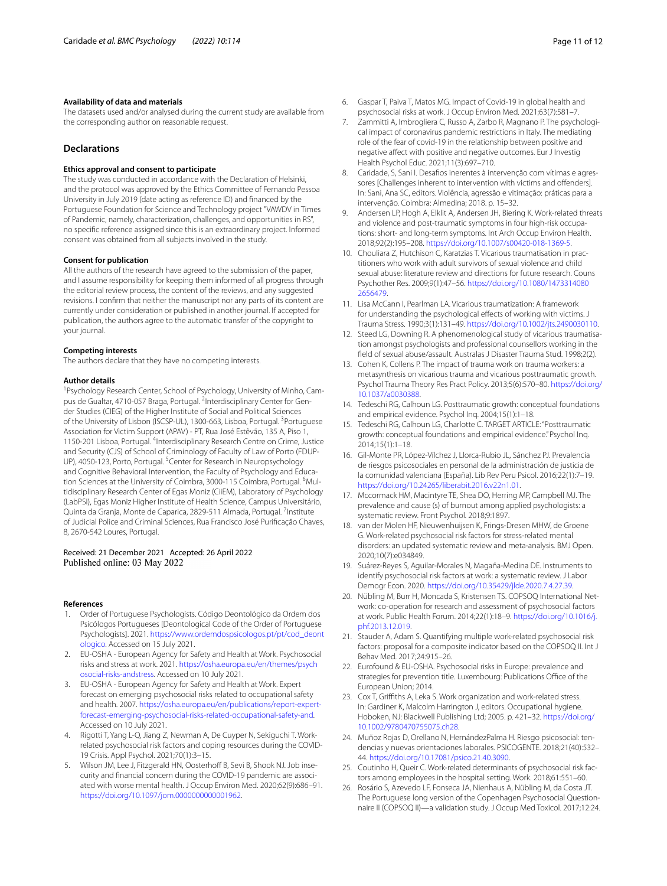### Availability of data and materials

The datasets used and/or analysed during the current study are available from the corresponding author on reasonable request.

## Declarations

### Ethics approval and consent to participate

The study was conducted in accordance with the Declaration of Helsinki, and the protocol was approved by the Ethics Committee of Fernando Pessoa University in July 2019 (date acting as reference ID) and financed by the Portuguese Foundation for Science and Technology project "VAWDV in Times of Pandemic, namely, characterization, challenges, and opportunities in RS", no specific reference assigned since this is an extraordinary project. Informed consent was obtained from all subjects involved in the study.

### Consent for publication

All the authors of the research have agreed to the submission of the paper, and I assume responsibility for keeping them informed of all progress through the editorial review process, the content of the reviews, and any suggested revisions. I confirm that neither the manuscript nor any parts of its content are currently under consideration or published in another journal. If accepted for publication, the authors agree to the automatic transfer of the copyright to your journal.

### Competing interests

The authors declare that they have no competing interests.

### Author details

[1]Psychology Research Center, School of Psychology, University of Minho, Campus de Gualtar, 4710-057 Braga, Portugal. [2]Interdisciplinary Center for Gender Studies (CIEG) of the Higher Institute of Social and Political Sciences of the University of Lisbon (ISCSP-UL), 1300-663, Lisboa, Portugal. [3]Portuguese Association for Victim Support (APAV) - PT, Rua José Estêvão, 135 A, Piso 1, 1150-201 Lisboa, Portugal. [4]Interdisciplinary Research Centre on Crime, Justice and Security (CJS) of School of Criminology of Faculty of Law of Porto (FDUP-UP), 4050-123, Porto, Portugal. [5]Center for Research in Neuropsychology and Cognitive Behavioral Intervention, the Faculty of Psychology and Education Sciences at the University of Coimbra, 3000-115 Coimbra, Portugal. [6]Multidisciplinary Research Center of Egas Moniz (CiiEM), Laboratory of Psychology (LabPSI), Egas Moniz Higher Institute of Health Science, Campus Universitário, Quinta da Granja, Monte de Caparica, 2829-511 Almada, Portugal. [7]Institute of Judicial Police and Criminal Sciences, Rua Francisco José Purificação Chaves, 8, 2670-542 Loures, Portugal.

Received: 21 December 2021 Accepted: 26 April 2022
Published online: 03 May 2022

### References

1. Order of Portuguese Psychologists. Código Deontológico da Ordem dos Psicólogos Portugueses [Deontological Code of the Order of Portuguese Psychologists]. 2021. https://www.ordemdospsicologos.pt/pt/cod_deontologico. Accessed on 15 July 2021.
2. EU-OSHA - European Agency for Safety and Health at Work. Psychosocial risks and stress at work. 2021. https://osha.europa.eu/en/themes/psychosocial-risks-andstress. Accessed on 10 July 2021.
3. EU-OSHA - European Agency for Safety and Health at Work. Expert forecast on emerging psychosocial risks related to occupational safety and health. 2007. https://osha.europa.eu/en/publications/report-expert-forecast-emerging-psychosocial-risks-related-occupational-safety-and. Accessed on 10 July 2021.
4. Rigotti T, Yang L-Q, Jiang Z, Newman A, De Cuyper N, Sekiguchi T. Work-related psychosocial risk factors and coping resources during the COVID-19 Crisis. Appl Psychol. 2021;70(1):3–15.
5. Wilson JM, Lee J, Fitzgerald HN, Oosterhoff B, Sevi B, Shook NJ. Job insecurity and financial concern during the COVID-19 pandemic are associated with worse mental health. J Occup Environ Med. 2020;62(9):686–91. https://doi.org/10.1097/jom.0000000000001962.
6. Gaspar T, Paiva T, Matos MG. Impact of Covid-19 in global health and psychosocial risks at work. J Occup Environ Med. 2021;63(7):581–7.
7. Zammitti A, Imbrogliera C, Russo A, Zarbo R, Magnano P. The psychological impact of coronavirus pandemic restrictions in Italy. The mediating role of the fear of covid-19 in the relationship between positive and negative affect with positive and negative outcomes. Eur J Investig Health Psychol Educ. 2021;11(3):697–710.
8. Caridade, S, Sani I. Desafios inerentes à intervenção com vítimas e agressores [Challenges inherent to intervention with victims and offenders]. In: Sani, Ana SC, editors. Violência, agressão e vitimação: práticas para a intervenção. Coimbra: Almedina; 2018. p. 15–32.
9. Andersen LP, Hogh A, Elklit A, Andersen JH, Biering K. Work-related threats and violence and post-traumatic symptoms in four high-risk occupations: short- and long-term symptoms. Int Arch Occup Environ Health. 2018;92(2):195–208. https://doi.org/10.1007/s00420-018-1369-5.
10. Chouliara Z, Hutchison C, Karatzias T. Vicarious traumatisation in practitioners who work with adult survivors of sexual violence and child sexual abuse: literature review and directions for future research. Couns Psychother Res. 2009;9(1):47–56. https://doi.org/10.1080/14733140802656479.
11. Lisa McCann I, Pearlman LA. Vicarious traumatization: A framework for understanding the psychological effects of working with victims. J Trauma Stress. 1990;3(1):131–49. https://doi.org/10.1002/jts.2490030110.
12. Steed LG, Downing R. A phenomenological study of vicarious traumatisation amongst psychologists and professional counsellors working in the field of sexual abuse/assault. Australas J Disaster Trauma Stud. 1998;2(2).
13. Cohen K, Collens P. The impact of trauma work on trauma workers: a metasynthesis on vicarious trauma and vicarious posttraumatic growth. Psychol Trauma Theory Res Pract Policy. 2013;5(6):570–80. https://doi.org/10.1037/a0030388.
14. Tedeschi RG, Calhoun LG. Posttraumatic growth: conceptual foundations and empirical evidence. Psychol Inq. 2004;15(1):1–18.
15. Tedeschi RG, Calhoun LG, Charlotte C. TARGET ARTICLE: "Posttraumatic growth: conceptual foundations and empirical evidence." Psychol Inq. 2014;15(1):1–18.
16. Gil-Monte PR, López-Vílchez J, Llorca-Rubio JL, Sánchez PJ. Prevalencia de riesgos psicosociales en personal de la administración de justicia de la comunidad valenciana (España). Lib Rev Peru Psicol. 2016;22(1):7–19. https://doi.org/10.24265/liberabit.2016.v22n1.01.
17. Mccormack HM, Macintyre TE, Shea DO, Herring MP, Campbell MJ. The prevalence and cause (s) of burnout among applied psychologists: a systematic review. Front Psychol. 2018;9:1897.
18. van der Molen HF, Nieuwenhuijsen K, Frings-Dresen MHW, de Groene G. Work-related psychosocial risk factors for stress-related mental disorders: an updated systematic review and meta-analysis. BMJ Open. 2020;10(7):e034849.
19. Suárez-Reyes S, Aguilar-Morales N, Magaña-Medina DE. Instruments to identify psychosocial risk factors at work: a systematic review. J Labor Demogr Econ. 2020. https://doi.org/10.35429/jlde.2020.7.4.27.39.
20. Nübling M, Burr H, Moncada S, Kristensen TS. COPSOQ International Network: co-operation for research and assessment of psychosocial factors at work. Public Health Forum. 2014;22(1):18–9. https://doi.org/10.1016/j.phf.2013.12.019.
21. Stauder A, Adam S. Quantifying multiple work-related psychosocial risk factors: proposal for a composite indicator based on the COPSOQ II. Int J Behav Med. 2017;24:915–26.
22. Eurofound & EU-OSHA. Psychosocial risks in Europe: prevalence and strategies for prevention title. Luxembourg: Publications Office of the European Union; 2014.
23. Cox T, Griffiths A, Leka S. Work organization and work-related stress. In: Gardiner K, Malcolm Harrington J, editors. Occupational hygiene. Hoboken, NJ: Blackwell Publishing Ltd; 2005. p. 421–32. https://doi.org/10.1002/9780470755075.ch28.
24. Muñoz Rojas D, Orellano N, HernándezPalma H. Riesgo psicosocial: tendencias y nuevas orientaciones laborales. PSICOGENTE. 2018;21(40):532–44. https://doi.org/10.17081/psico.21.40.3090.
25. Coutinho H, Queir C. Work-related determinants of psychosocial risk factors among employees in the hospital setting. Work. 2018;61:551–60.
26. Rosário S, Azevedo LF, Fonseca JA, Nienhaus A, Nübling M, da Costa JT. The Portuguese long version of the Copenhagen Psychosocial Questionnaire II (COPSOQ II)—a validation study. J Occup Med Toxicol. 2017;12:24.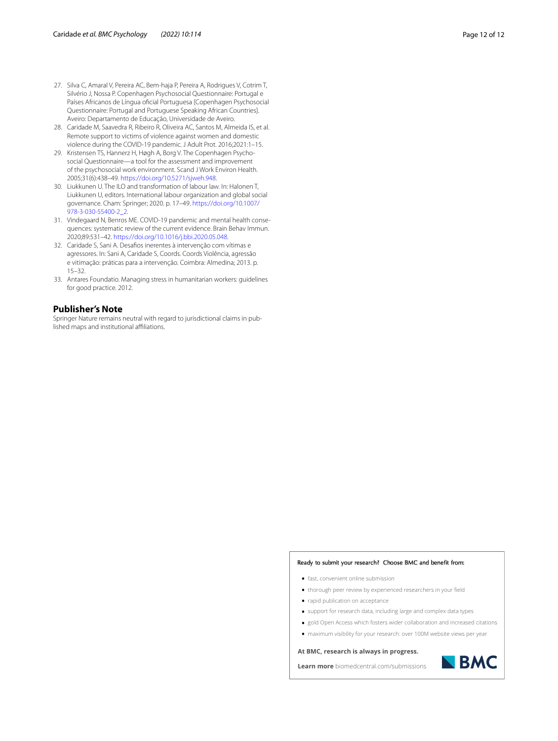27. Silva C, Amaral V, Pereira AC, Bem-haja P, Pereira A, Rodrigues V, Cotrim T, Silvério J, Nossa P. Copenhagen Psychosocial Questionnaire: Portugal e Países Africanos de Língua oficial Portuguesa [Copenhagen Psychosocial Questionnaire: Portugal and Portuguese Speaking African Countries]. Aveiro: Departamento de Educação, Universidade de Aveiro.
28. Caridade M, Saavedra R, Ribeiro R, Oliveira AC, Santos M, Almeida IS, et al. Remote support to victims of violence against women and domestic violence during the COVID-19 pandemic. J Adult Prot. 2016;2021:1–15.
29. Kristensen TS, Hannerz H, Høgh A, Borg V. The Copenhagen Psychosocial Questionnaire—a tool for the assessment and improvement of the psychosocial work environment. Scand J Work Environ Health. 2005;31(6):438–49. https://doi.org/10.5271/sjweh.948.
30. Liukkunen U. The ILO and transformation of labour law. In: Halonen T, Liukkunen U, editors. International labour organization and global social governance. Cham: Springer; 2020. p. 17–49. https://doi.org/10.1007/978-3-030-55400-2_2.
31. Vindegaard N, Benros ME. COVID-19 pandemic and mental health consequences: systematic review of the current evidence. Brain Behav Immun. 2020;89:531–42. https://doi.org/10.1016/j.bbi.2020.05.048.
32. Caridade S, Sani A. Desafios inerentes à intervenção com vítimas e agressores. In: Sani A, Caridade S, Coords. Coords Violência, agressão e vitimação: práticas para a intervenção. Coimbra: Almedina; 2013. p. 15–32.
33. Antares Foundatio. Managing stress in humanitarian workers: guidelines for good practice. 2012.

## Publisher's Note

Springer Nature remains neutral with regard to jurisdictional claims in published maps and institutional affiliations.

Ready to submit your research? Choose BMC and benefit from:

- fast, convenient online submission
- thorough peer review by experienced researchers in your field
- rapid publication on acceptance
- support for research data, including large and complex data types
- gold Open Access which fosters wider collaboration and increased citations
- maximum visibility for your research: over 100M website views per year

**At BMC, research is always in progress.**

**Learn more** biomedcentral.com/submissions

BMC